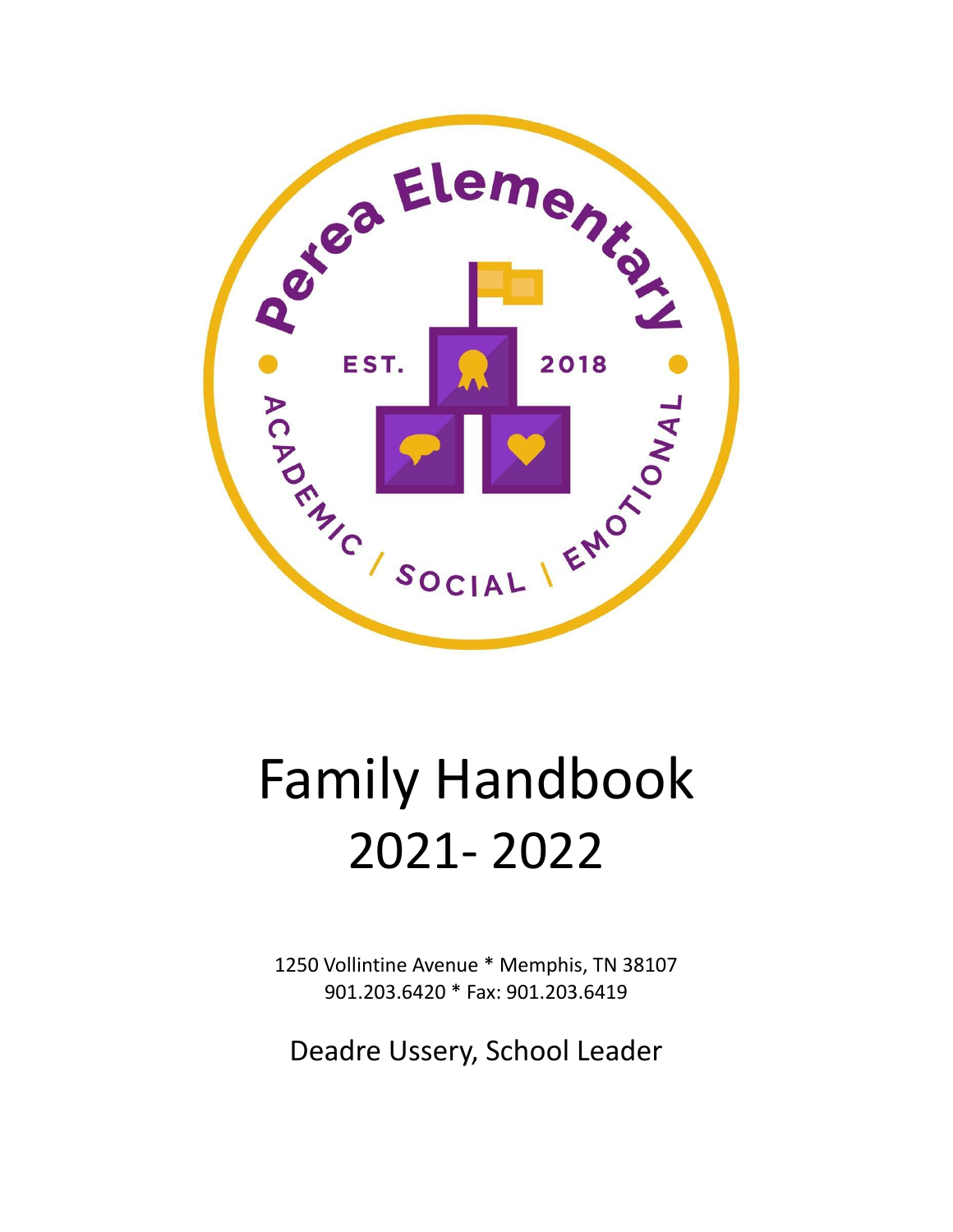# Family Handbook 2021- 2022

1250 Vollintine Avenue * Memphis, TN 38107
901.203.6420 * Fax: 901.203.6419

Deadre Ussery, School Leader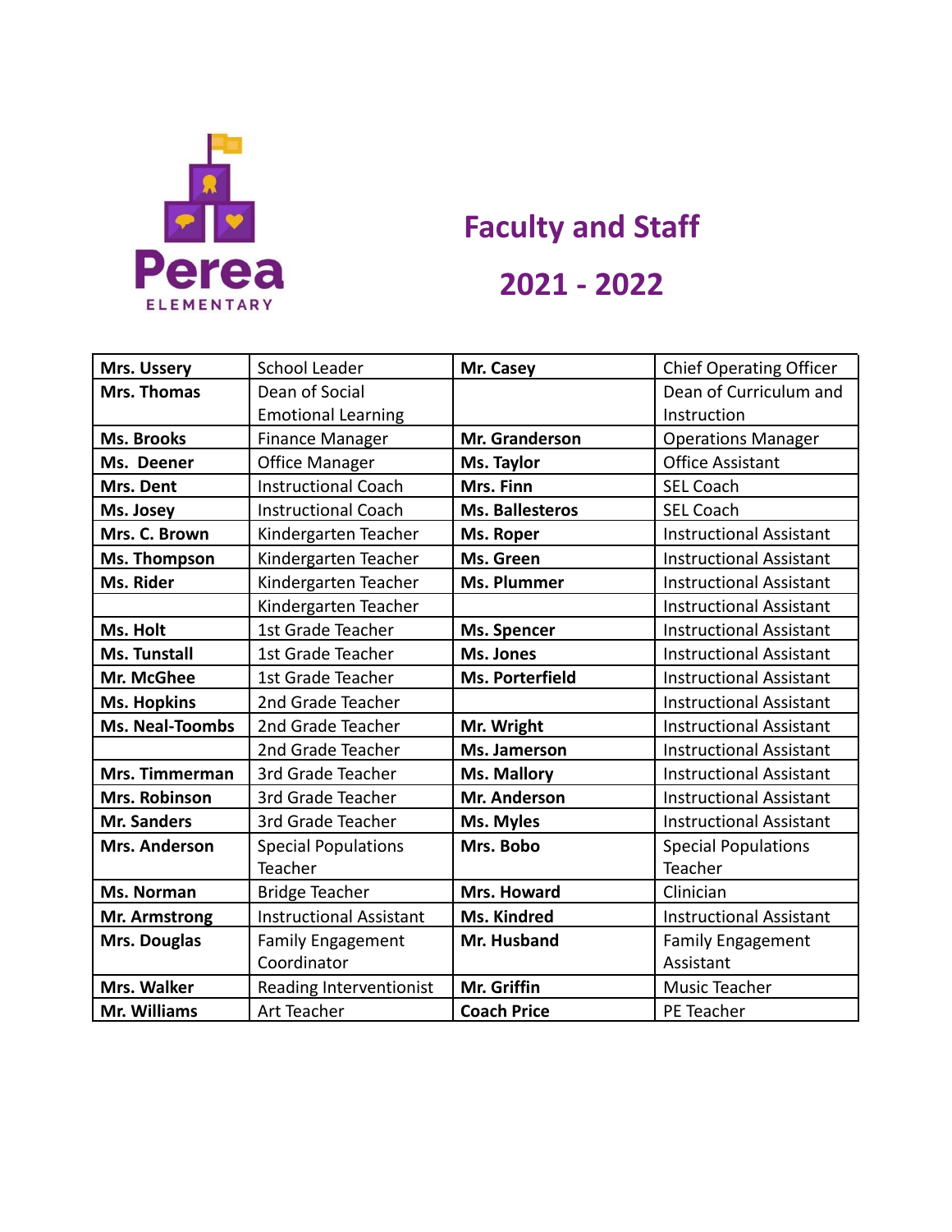Perea

ELEMENTARY

# Faculty and Staff

# 2021 - 2022

| **Mrs. Ussery** | School Leader | **Mr. Casey** | Chief Operating Officer |
|---|---|---|---|
| **Mrs. Thomas** | Dean of Social Emotional Learning | | Dean of Curriculum and Instruction |
| **Ms. Brooks** | Finance Manager | **Mr. Granderson** | Operations Manager |
| **Ms. Deener** | Office Manager | **Ms. Taylor** | Office Assistant |
| **Mrs. Dent** | Instructional Coach | **Mrs. Finn** | SEL Coach |
| **Ms. Josey** | Instructional Coach | **Ms. Ballesteros** | SEL Coach |
| **Mrs. C. Brown** | Kindergarten Teacher | **Ms. Roper** | Instructional Assistant |
| **Ms. Thompson** | Kindergarten Teacher | **Ms. Green** | Instructional Assistant |
| **Ms. Rider** | Kindergarten Teacher | **Ms. Plummer** | Instructional Assistant |
| | Kindergarten Teacher | | Instructional Assistant |
| **Ms. Holt** | 1st Grade Teacher | **Ms. Spencer** | Instructional Assistant |
| **Ms. Tunstall** | 1st Grade Teacher | **Ms. Jones** | Instructional Assistant |
| **Mr. McGhee** | 1st Grade Teacher | **Ms. Porterfield** | Instructional Assistant |
| **Ms. Hopkins** | 2nd Grade Teacher | | Instructional Assistant |
| **Ms. Neal-Toombs** | 2nd Grade Teacher | **Mr. Wright** | Instructional Assistant |
| | 2nd Grade Teacher | **Ms. Jamerson** | Instructional Assistant |
| **Mrs. Timmerman** | 3rd Grade Teacher | **Ms. Mallory** | Instructional Assistant |
| **Mrs. Robinson** | 3rd Grade Teacher | **Mr. Anderson** | Instructional Assistant |
| **Mr. Sanders** | 3rd Grade Teacher | **Ms. Myles** | Instructional Assistant |
| **Mrs. Anderson** | Special Populations Teacher | **Mrs. Bobo** | Special Populations Teacher |
| **Ms. Norman** | Bridge Teacher | **Mrs. Howard** | Clinician |
| **Mr. Armstrong** | Instructional Assistant | **Ms. Kindred** | Instructional Assistant |
| **Mrs. Douglas** | Family Engagement Coordinator | **Mr. Husband** | Family Engagement Assistant |
| **Mrs. Walker** | Reading Interventionist | **Mr. Griffin** | Music Teacher |
| **Mr. Williams** | Art Teacher | **Coach Price** | PE Teacher |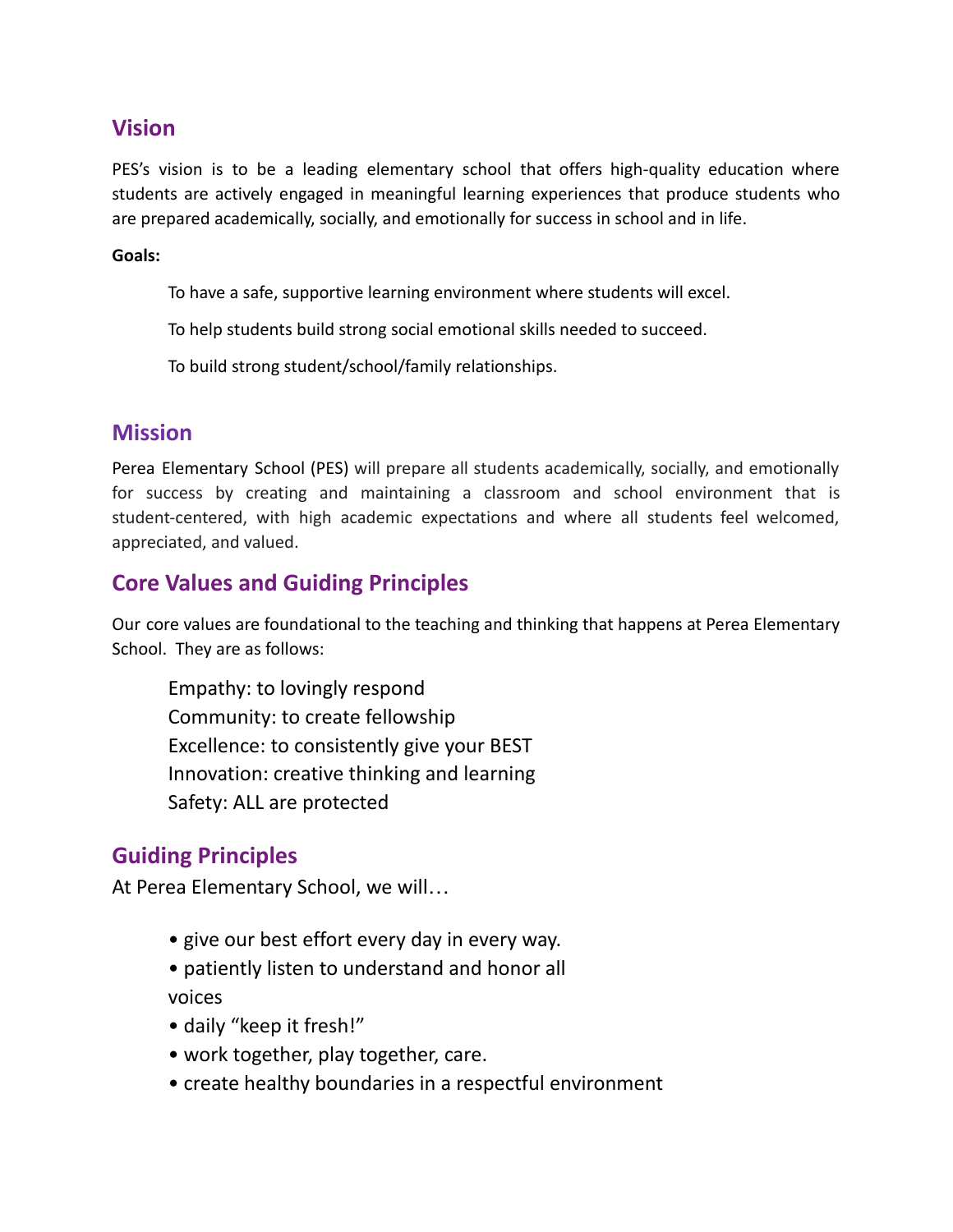## Vision

PES's vision is to be a leading elementary school that offers high-quality education where students are actively engaged in meaningful learning experiences that produce students who are prepared academically, socially, and emotionally for success in school and in life.

**Goals:**

To have a safe, supportive learning environment where students will excel.

To help students build strong social emotional skills needed to succeed.

To build strong student/school/family relationships.

## Mission

Perea Elementary School (PES) will prepare all students academically, socially, and emotionally for success by creating and maintaining a classroom and school environment that is student-centered, with high academic expectations and where all students feel welcomed, appreciated, and valued.

## Core Values and Guiding Principles

Our core values are foundational to the teaching and thinking that happens at Perea Elementary School. They are as follows:

Empathy: to lovingly respond
Community: to create fellowship
Excellence: to consistently give your BEST
Innovation: creative thinking and learning
Safety: ALL are protected

## Guiding Principles

At Perea Elementary School, we will…

- give our best effort every day in every way.
- patiently listen to understand and honor all voices
- daily "keep it fresh!"
- work together, play together, care.
- create healthy boundaries in a respectful environment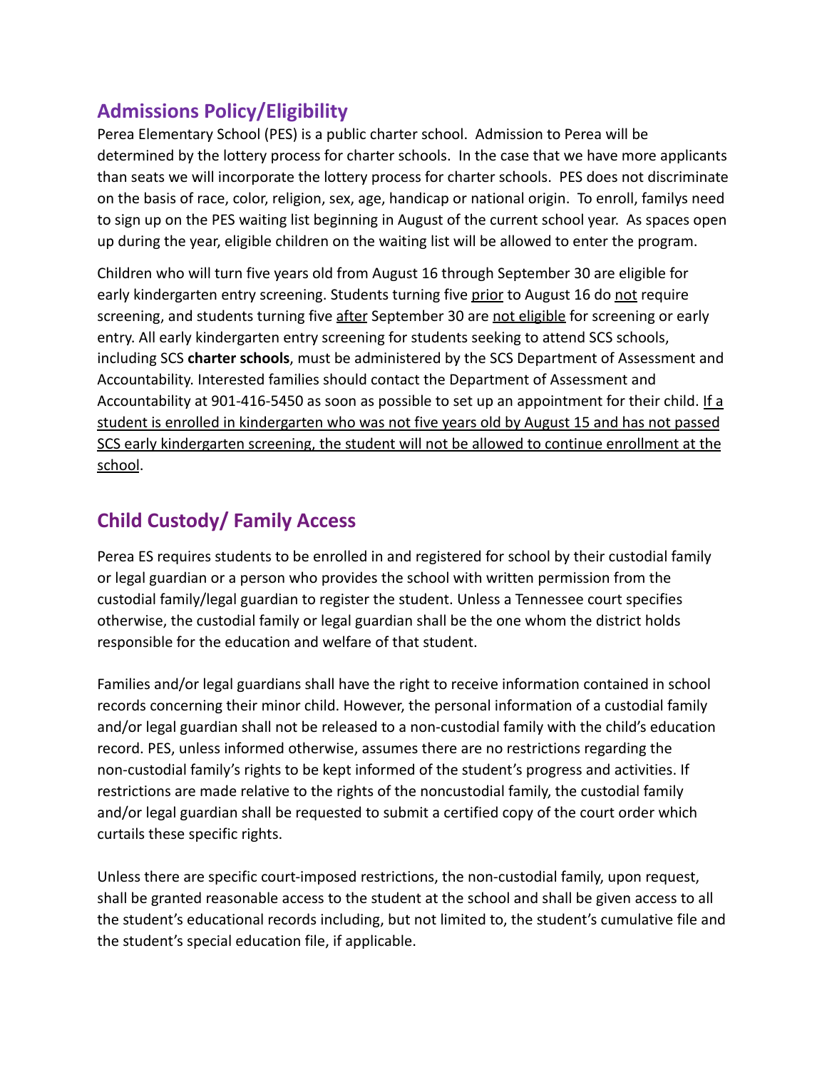## Admissions Policy/Eligibility

Perea Elementary School (PES) is a public charter school. Admission to Perea will be determined by the lottery process for charter schools. In the case that we have more applicants than seats we will incorporate the lottery process for charter schools. PES does not discriminate on the basis of race, color, religion, sex, age, handicap or national origin. To enroll, familys need to sign up on the PES waiting list beginning in August of the current school year. As spaces open up during the year, eligible children on the waiting list will be allowed to enter the program.

Children who will turn five years old from August 16 through September 30 are eligible for early kindergarten entry screening. Students turning five <u>prior</u> to August 16 do <u>not</u> require screening, and students turning five <u>after</u> September 30 are <u>not eligible</u> for screening or early entry. All early kindergarten entry screening for students seeking to attend SCS schools, including SCS **charter schools**, must be administered by the SCS Department of Assessment and Accountability. Interested families should contact the Department of Assessment and Accountability at 901-416-5450 as soon as possible to set up an appointment for their child. <u>If a student is enrolled in kindergarten who was not five years old by August 15 and has not passed SCS early kindergarten screening, the student will not be allowed to continue enrollment at the school</u>.

## Child Custody/ Family Access

Perea ES requires students to be enrolled in and registered for school by their custodial family or legal guardian or a person who provides the school with written permission from the custodial family/legal guardian to register the student. Unless a Tennessee court specifies otherwise, the custodial family or legal guardian shall be the one whom the district holds responsible for the education and welfare of that student.

Families and/or legal guardians shall have the right to receive information contained in school records concerning their minor child. However, the personal information of a custodial family and/or legal guardian shall not be released to a non-custodial family with the child's education record. PES, unless informed otherwise, assumes there are no restrictions regarding the non-custodial family's rights to be kept informed of the student's progress and activities. If restrictions are made relative to the rights of the noncustodial family, the custodial family and/or legal guardian shall be requested to submit a certified copy of the court order which curtails these specific rights.

Unless there are specific court-imposed restrictions, the non-custodial family, upon request, shall be granted reasonable access to the student at the school and shall be given access to all the student's educational records including, but not limited to, the student's cumulative file and the student's special education file, if applicable.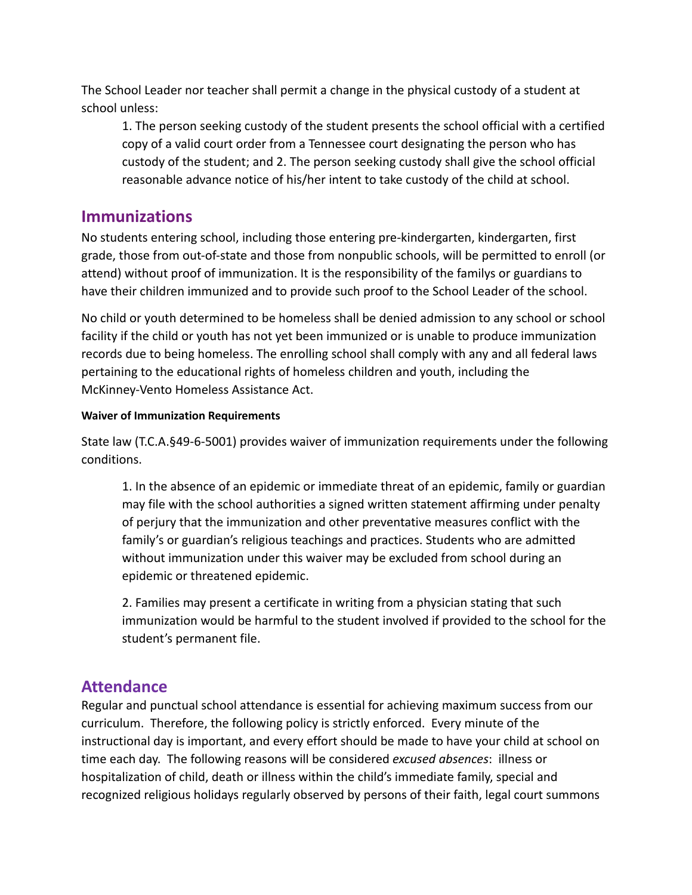The School Leader nor teacher shall permit a change in the physical custody of a student at school unless:

> 1. The person seeking custody of the student presents the school official with a certified copy of a valid court order from a Tennessee court designating the person who has custody of the student; and 2. The person seeking custody shall give the school official reasonable advance notice of his/her intent to take custody of the child at school.

## Immunizations

No students entering school, including those entering pre-kindergarten, kindergarten, first grade, those from out-of-state and those from nonpublic schools, will be permitted to enroll (or attend) without proof of immunization. It is the responsibility of the familys or guardians to have their children immunized and to provide such proof to the School Leader of the school.

No child or youth determined to be homeless shall be denied admission to any school or school facility if the child or youth has not yet been immunized or is unable to produce immunization records due to being homeless. The enrolling school shall comply with any and all federal laws pertaining to the educational rights of homeless children and youth, including the McKinney-Vento Homeless Assistance Act.

#### Waiver of Immunization Requirements

State law (T.C.A.§49-6-5001) provides waiver of immunization requirements under the following conditions.

> 1. In the absence of an epidemic or immediate threat of an epidemic, family or guardian may file with the school authorities a signed written statement affirming under penalty of perjury that the immunization and other preventative measures conflict with the family's or guardian's religious teachings and practices. Students who are admitted without immunization under this waiver may be excluded from school during an epidemic or threatened epidemic.
>
> 2. Families may present a certificate in writing from a physician stating that such immunization would be harmful to the student involved if provided to the school for the student's permanent file.

## Attendance

Regular and punctual school attendance is essential for achieving maximum success from our curriculum. Therefore, the following policy is strictly enforced. Every minute of the instructional day is important, and every effort should be made to have your child at school on time each day. The following reasons will be considered *excused absences*: illness or hospitalization of child, death or illness within the child's immediate family, special and recognized religious holidays regularly observed by persons of their faith, legal court summons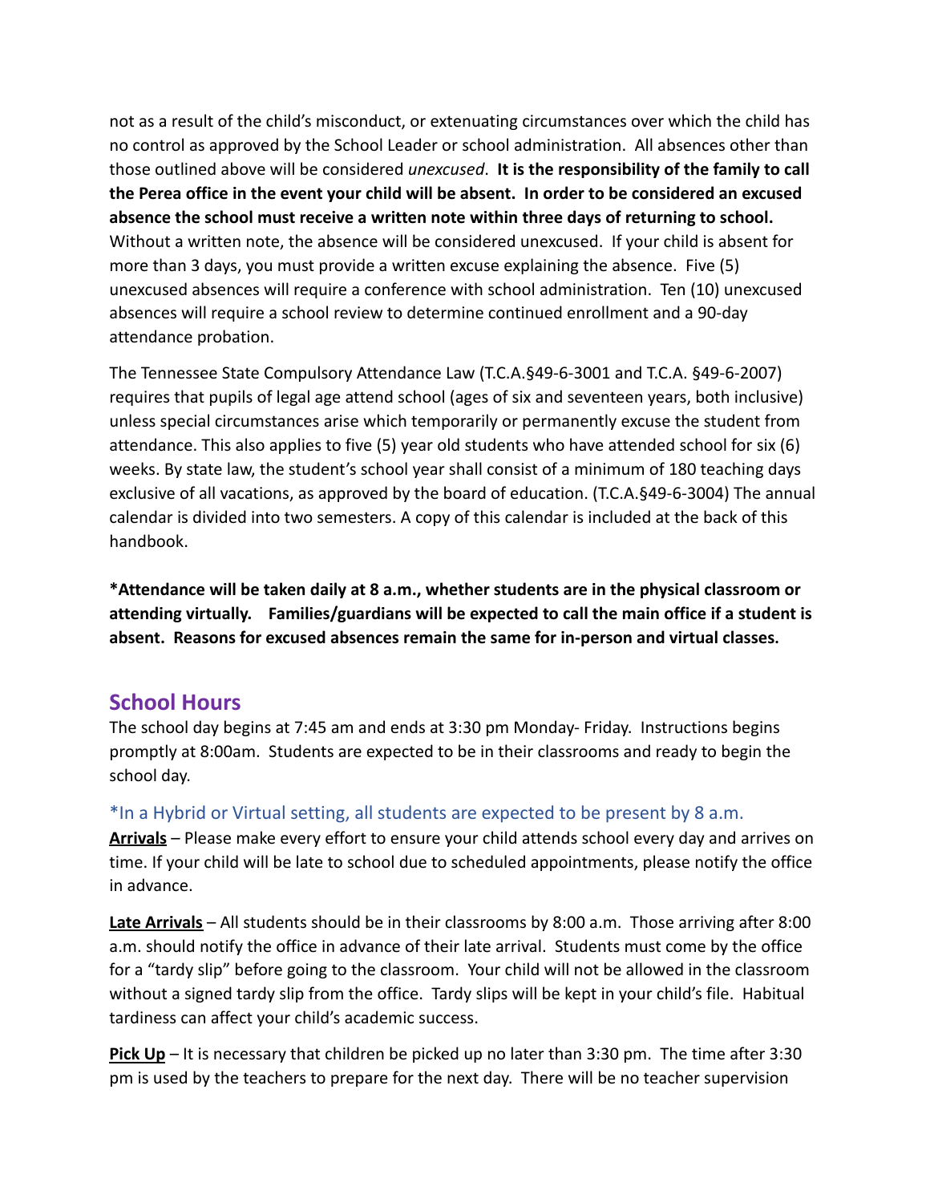not as a result of the child's misconduct, or extenuating circumstances over which the child has no control as approved by the School Leader or school administration. All absences other than those outlined above will be considered *unexcused*. **It is the responsibility of the family to call the Perea office in the event your child will be absent. In order to be considered an excused absence the school must receive a written note within three days of returning to school.** Without a written note, the absence will be considered unexcused. If your child is absent for more than 3 days, you must provide a written excuse explaining the absence. Five (5) unexcused absences will require a conference with school administration. Ten (10) unexcused absences will require a school review to determine continued enrollment and a 90-day attendance probation.

The Tennessee State Compulsory Attendance Law (T.C.A.§49-6-3001 and T.C.A. §49-6-2007) requires that pupils of legal age attend school (ages of six and seventeen years, both inclusive) unless special circumstances arise which temporarily or permanently excuse the student from attendance. This also applies to five (5) year old students who have attended school for six (6) weeks. By state law, the student's school year shall consist of a minimum of 180 teaching days exclusive of all vacations, as approved by the board of education. (T.C.A.§49-6-3004) The annual calendar is divided into two semesters. A copy of this calendar is included at the back of this handbook.

**\*Attendance will be taken daily at 8 a.m., whether students are in the physical classroom or attending virtually. Families/guardians will be expected to call the main office if a student is absent. Reasons for excused absences remain the same for in-person and virtual classes.**

## School Hours

The school day begins at 7:45 am and ends at 3:30 pm Monday- Friday. Instructions begins promptly at 8:00am. Students are expected to be in their classrooms and ready to begin the school day.

*In a Hybrid or Virtual setting, all students are expected to be present by 8 a.m.

**Arrivals** – Please make every effort to ensure your child attends school every day and arrives on time. If your child will be late to school due to scheduled appointments, please notify the office in advance.

**Late Arrivals** – All students should be in their classrooms by 8:00 a.m. Those arriving after 8:00 a.m. should notify the office in advance of their late arrival. Students must come by the office for a "tardy slip" before going to the classroom. Your child will not be allowed in the classroom without a signed tardy slip from the office. Tardy slips will be kept in your child's file. Habitual tardiness can affect your child's academic success.

**Pick Up** – It is necessary that children be picked up no later than 3:30 pm. The time after 3:30 pm is used by the teachers to prepare for the next day. There will be no teacher supervision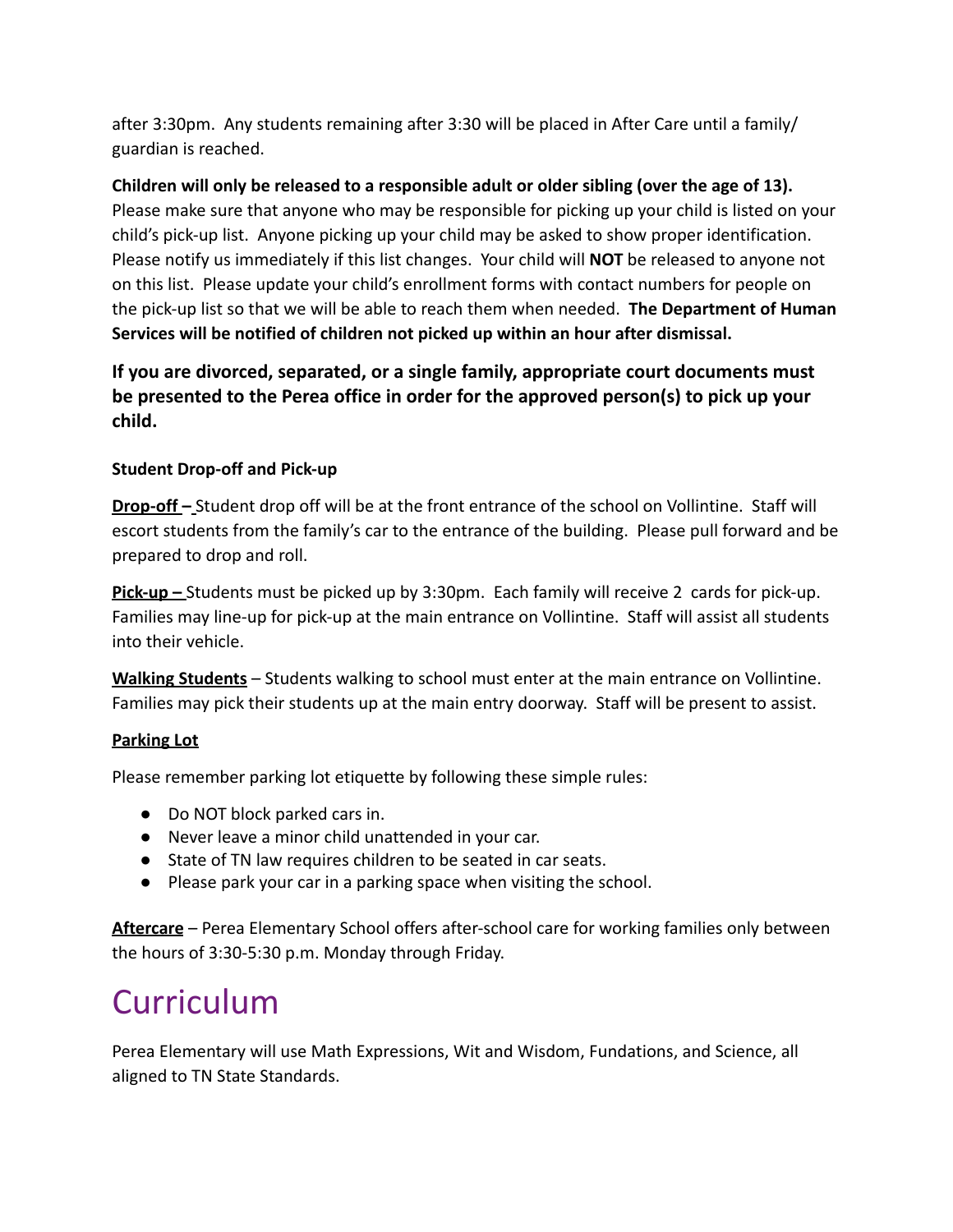after 3:30pm. Any students remaining after 3:30 will be placed in After Care until a family/ guardian is reached.

**Children will only be released to a responsible adult or older sibling (over the age of 13).** Please make sure that anyone who may be responsible for picking up your child is listed on your child's pick-up list. Anyone picking up your child may be asked to show proper identification. Please notify us immediately if this list changes. Your child will **NOT** be released to anyone not on this list. Please update your child's enrollment forms with contact numbers for people on the pick-up list so that we will be able to reach them when needed. **The Department of Human Services will be notified of children not picked up within an hour after dismissal.**

**If you are divorced, separated, or a single family, appropriate court documents must be presented to the Perea office in order for the approved person(s) to pick up your child.**

**Student Drop-off and Pick-up**

**Drop-off –** Student drop off will be at the front entrance of the school on Vollintine. Staff will escort students from the family's car to the entrance of the building. Please pull forward and be prepared to drop and roll.

**Pick-up –** Students must be picked up by 3:30pm. Each family will receive 2 cards for pick-up. Families may line-up for pick-up at the main entrance on Vollintine. Staff will assist all students into their vehicle.

**Walking Students** – Students walking to school must enter at the main entrance on Vollintine. Families may pick their students up at the main entry doorway. Staff will be present to assist.

**Parking Lot**

Please remember parking lot etiquette by following these simple rules:

- Do NOT block parked cars in.
- Never leave a minor child unattended in your car.
- State of TN law requires children to be seated in car seats.
- Please park your car in a parking space when visiting the school.

**Aftercare** – Perea Elementary School offers after-school care for working families only between the hours of 3:30-5:30 p.m. Monday through Friday.

# Curriculum

Perea Elementary will use Math Expressions, Wit and Wisdom, Fundations, and Science, all aligned to TN State Standards.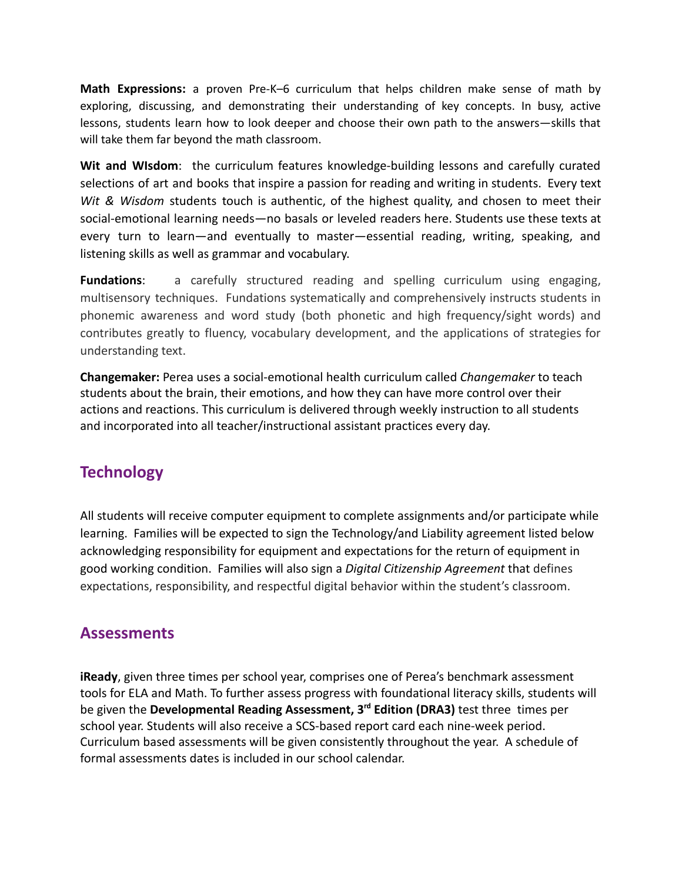**Math Expressions:** a proven Pre-K–6 curriculum that helps children make sense of math by exploring, discussing, and demonstrating their understanding of key concepts. In busy, active lessons, students learn how to look deeper and choose their own path to the answers—skills that will take them far beyond the math classroom.

**Wit and WIsdom**: the curriculum features knowledge-building lessons and carefully curated selections of art and books that inspire a passion for reading and writing in students. Every text *Wit & Wisdom* students touch is authentic, of the highest quality, and chosen to meet their social-emotional learning needs—no basals or leveled readers here. Students use these texts at every turn to learn—and eventually to master—essential reading, writing, speaking, and listening skills as well as grammar and vocabulary.

**Fundations**: a carefully structured reading and spelling curriculum using engaging, multisensory techniques. Fundations systematically and comprehensively instructs students in phonemic awareness and word study (both phonetic and high frequency/sight words) and contributes greatly to fluency, vocabulary development, and the applications of strategies for understanding text.

**Changemaker:** Perea uses a social-emotional health curriculum called *Changemaker* to teach students about the brain, their emotions, and how they can have more control over their actions and reactions. This curriculum is delivered through weekly instruction to all students and incorporated into all teacher/instructional assistant practices every day.

## Technology

All students will receive computer equipment to complete assignments and/or participate while learning. Families will be expected to sign the Technology/and Liability agreement listed below acknowledging responsibility for equipment and expectations for the return of equipment in good working condition. Families will also sign a *Digital Citizenship Agreement* that defines expectations, responsibility, and respectful digital behavior within the student's classroom.

## Assessments

**iReady**, given three times per school year, comprises one of Perea's benchmark assessment tools for ELA and Math. To further assess progress with foundational literacy skills, students will be given the **Developmental Reading Assessment, 3rd Edition (DRA3)** test three times per school year. Students will also receive a SCS-based report card each nine-week period. Curriculum based assessments will be given consistently throughout the year. A schedule of formal assessments dates is included in our school calendar.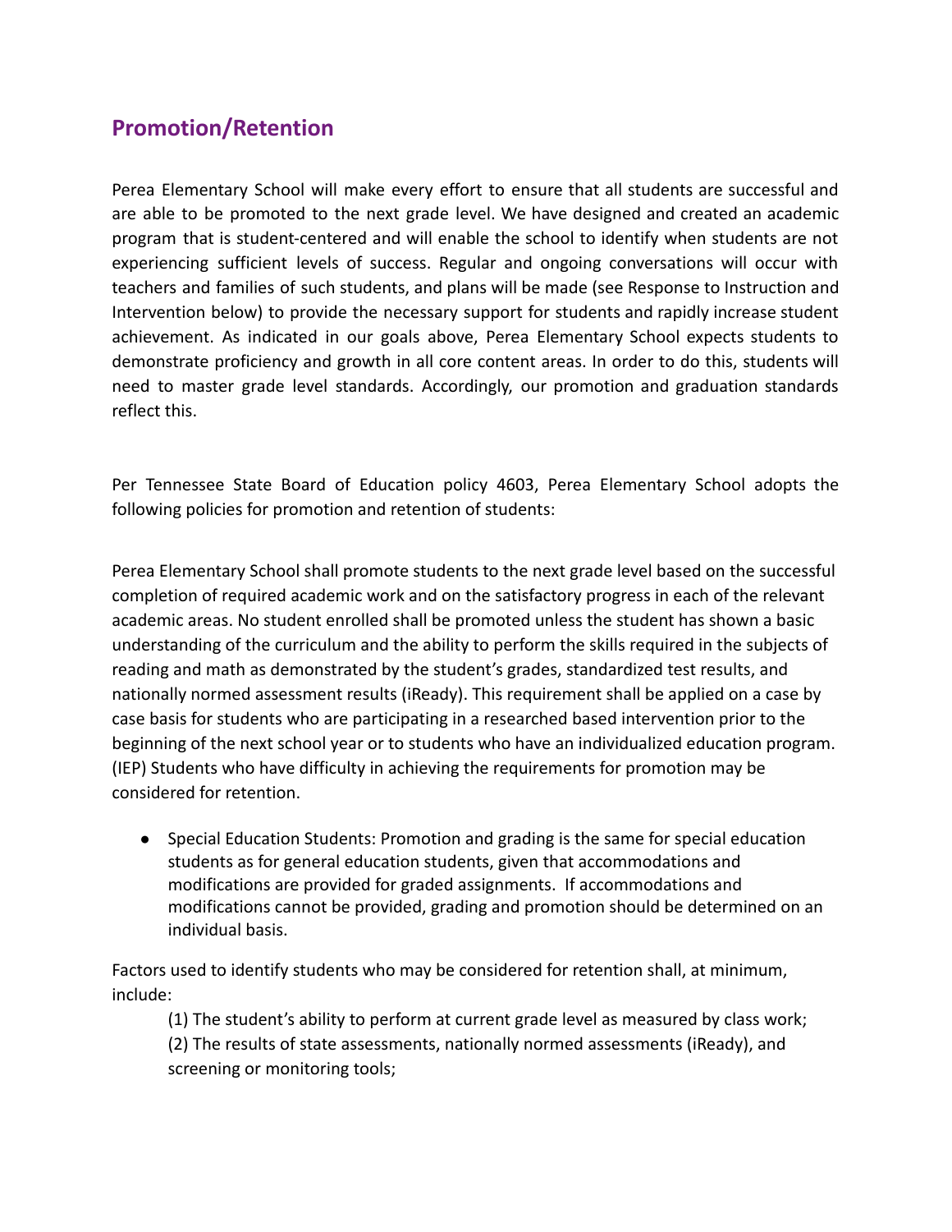## Promotion/Retention

Perea Elementary School will make every effort to ensure that all students are successful and are able to be promoted to the next grade level. We have designed and created an academic program that is student-centered and will enable the school to identify when students are not experiencing sufficient levels of success. Regular and ongoing conversations will occur with teachers and families of such students, and plans will be made (see Response to Instruction and Intervention below) to provide the necessary support for students and rapidly increase student achievement. As indicated in our goals above, Perea Elementary School expects students to demonstrate proficiency and growth in all core content areas. In order to do this, students will need to master grade level standards. Accordingly, our promotion and graduation standards reflect this.

Per Tennessee State Board of Education policy 4603, Perea Elementary School adopts the following policies for promotion and retention of students:

Perea Elementary School shall promote students to the next grade level based on the successful completion of required academic work and on the satisfactory progress in each of the relevant academic areas. No student enrolled shall be promoted unless the student has shown a basic understanding of the curriculum and the ability to perform the skills required in the subjects of reading and math as demonstrated by the student's grades, standardized test results, and nationally normed assessment results (iReady). This requirement shall be applied on a case by case basis for students who are participating in a researched based intervention prior to the beginning of the next school year or to students who have an individualized education program. (IEP) Students who have difficulty in achieving the requirements for promotion may be considered for retention.

- Special Education Students: Promotion and grading is the same for special education students as for general education students, given that accommodations and modifications are provided for graded assignments. If accommodations and modifications cannot be provided, grading and promotion should be determined on an individual basis.

Factors used to identify students who may be considered for retention shall, at minimum, include:

(1) The student's ability to perform at current grade level as measured by class work;
(2) The results of state assessments, nationally normed assessments (iReady), and screening or monitoring tools;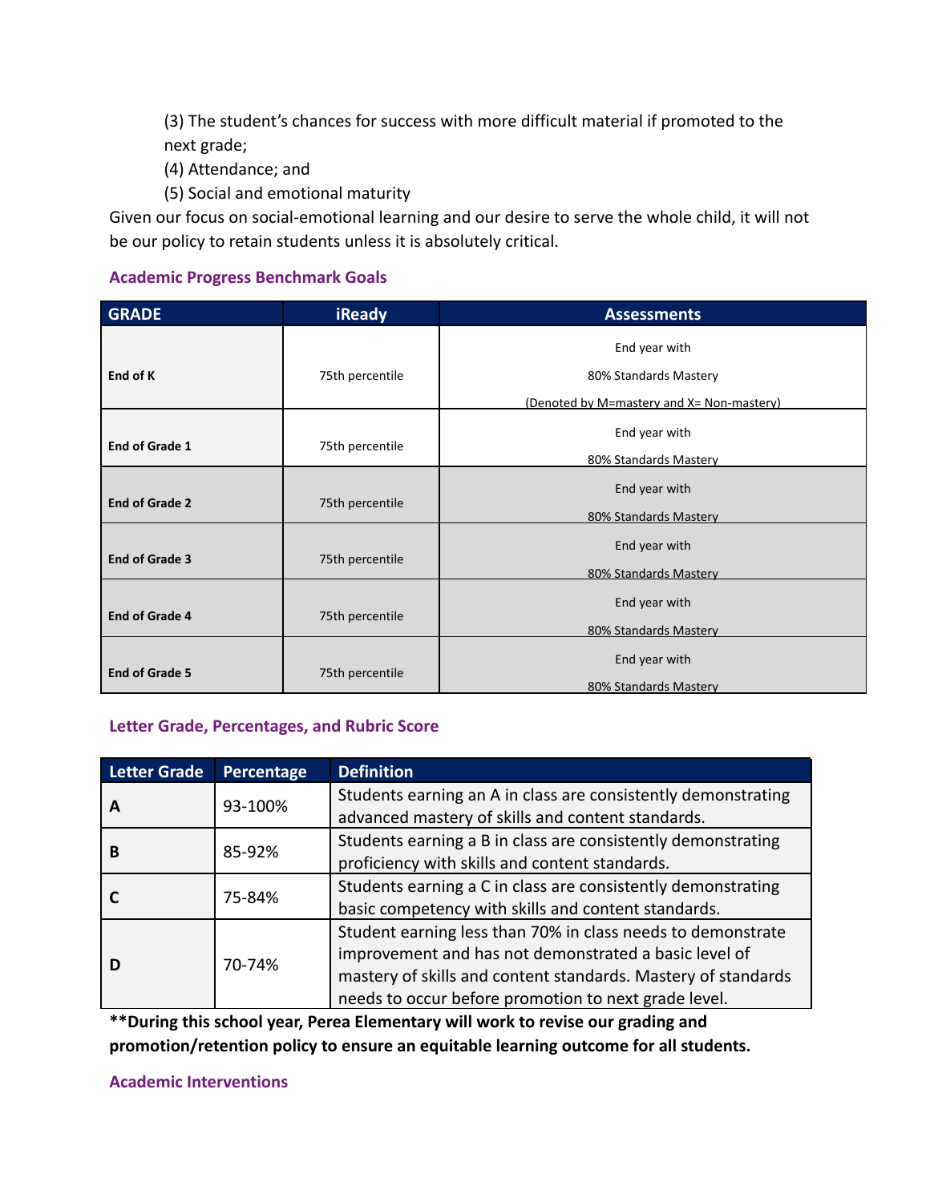(3) The student's chances for success with more difficult material if promoted to the next grade;

(4) Attendance; and

(5) Social and emotional maturity

Given our focus on social-emotional learning and our desire to serve the whole child, it will not be our policy to retain students unless it is absolutely critical.

### Academic Progress Benchmark Goals

| GRADE | iReady | Assessments |
|---|---|---|
| **End of K** | 75th percentile | End year with 80% Standards Mastery (Denoted by M=mastery and X= Non-mastery) |
| **End of Grade 1** | 75th percentile | End year with 80% Standards Mastery |
| **End of Grade 2** | 75th percentile | End year with 80% Standards Mastery |
| **End of Grade 3** | 75th percentile | End year with 80% Standards Mastery |
| **End of Grade 4** | 75th percentile | End year with 80% Standards Mastery |
| **End of Grade 5** | 75th percentile | End year with 80% Standards Mastery |

### Letter Grade, Percentages, and Rubric Score

| Letter Grade | Percentage | Definition |
|---|---|---|
| **A** | 93-100% | Students earning an A in class are consistently demonstrating advanced mastery of skills and content standards. |
| **B** | 85-92% | Students earning a B in class are consistently demonstrating proficiency with skills and content standards. |
| **C** | 75-84% | Students earning a C in class are consistently demonstrating basic competency with skills and content standards. |
| **D** | 70-74% | Student earning less than 70% in class needs to demonstrate improvement and has not demonstrated a basic level of mastery of skills and content standards. Mastery of standards needs to occur before promotion to next grade level. |

**\*\*During this school year, Perea Elementary will work to revise our grading and promotion/retention policy to ensure an equitable learning outcome for all students.**

### Academic Interventions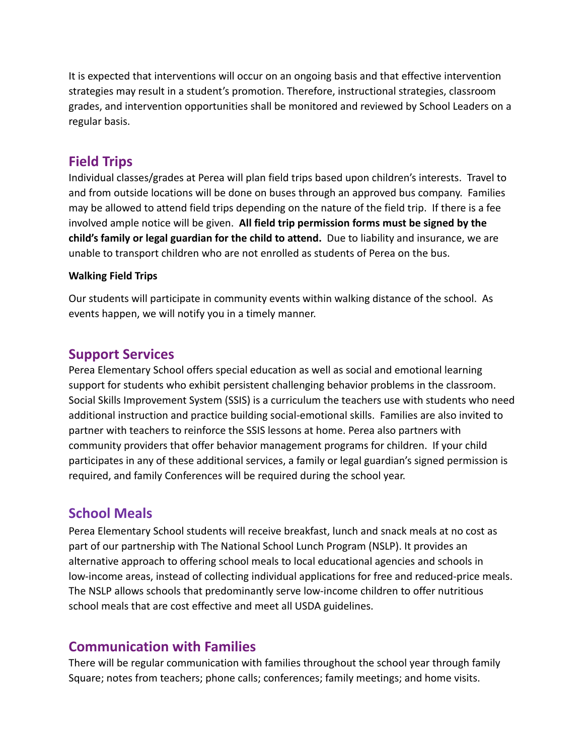It is expected that interventions will occur on an ongoing basis and that effective intervention strategies may result in a student's promotion. Therefore, instructional strategies, classroom grades, and intervention opportunities shall be monitored and reviewed by School Leaders on a regular basis.

## Field Trips

Individual classes/grades at Perea will plan field trips based upon children's interests. Travel to and from outside locations will be done on buses through an approved bus company. Families may be allowed to attend field trips depending on the nature of the field trip. If there is a fee involved ample notice will be given. **All field trip permission forms must be signed by the child's family or legal guardian for the child to attend.** Due to liability and insurance, we are unable to transport children who are not enrolled as students of Perea on the bus.

### Walking Field Trips

Our students will participate in community events within walking distance of the school. As events happen, we will notify you in a timely manner.

## Support Services

Perea Elementary School offers special education as well as social and emotional learning support for students who exhibit persistent challenging behavior problems in the classroom. Social Skills Improvement System (SSIS) is a curriculum the teachers use with students who need additional instruction and practice building social-emotional skills. Families are also invited to partner with teachers to reinforce the SSIS lessons at home. Perea also partners with community providers that offer behavior management programs for children. If your child participates in any of these additional services, a family or legal guardian's signed permission is required, and family Conferences will be required during the school year.

## School Meals

Perea Elementary School students will receive breakfast, lunch and snack meals at no cost as part of our partnership with The National School Lunch Program (NSLP). It provides an alternative approach to offering school meals to local educational agencies and schools in low-income areas, instead of collecting individual applications for free and reduced-price meals. The NSLP allows schools that predominantly serve low-income children to offer nutritious school meals that are cost effective and meet all USDA guidelines.

## Communication with Families

There will be regular communication with families throughout the school year through family Square; notes from teachers; phone calls; conferences; family meetings; and home visits.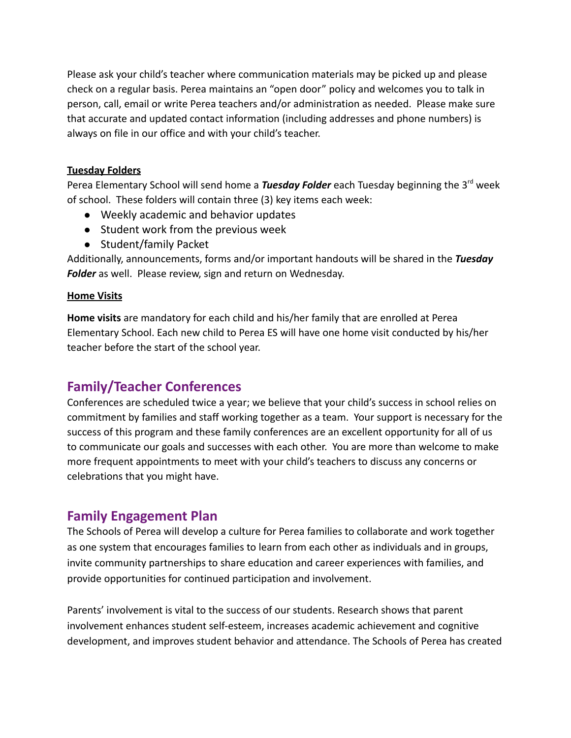Please ask your child's teacher where communication materials may be picked up and please check on a regular basis. Perea maintains an "open door" policy and welcomes you to talk in person, call, email or write Perea teachers and/or administration as needed. Please make sure that accurate and updated contact information (including addresses and phone numbers) is always on file in our office and with your child's teacher.

**Tuesday Folders**

Perea Elementary School will send home a ***Tuesday Folder*** each Tuesday beginning the 3rd week of school. These folders will contain three (3) key items each week:

- Weekly academic and behavior updates
- Student work from the previous week
- Student/family Packet

Additionally, announcements, forms and/or important handouts will be shared in the ***Tuesday Folder*** as well. Please review, sign and return on Wednesday.

**Home Visits**

**Home visits** are mandatory for each child and his/her family that are enrolled at Perea Elementary School. Each new child to Perea ES will have one home visit conducted by his/her teacher before the start of the school year.

## Family/Teacher Conferences

Conferences are scheduled twice a year; we believe that your child's success in school relies on commitment by families and staff working together as a team. Your support is necessary for the success of this program and these family conferences are an excellent opportunity for all of us to communicate our goals and successes with each other. You are more than welcome to make more frequent appointments to meet with your child's teachers to discuss any concerns or celebrations that you might have.

## Family Engagement Plan

The Schools of Perea will develop a culture for Perea families to collaborate and work together as one system that encourages families to learn from each other as individuals and in groups, invite community partnerships to share education and career experiences with families, and provide opportunities for continued participation and involvement.

Parents' involvement is vital to the success of our students. Research shows that parent involvement enhances student self-esteem, increases academic achievement and cognitive development, and improves student behavior and attendance. The Schools of Perea has created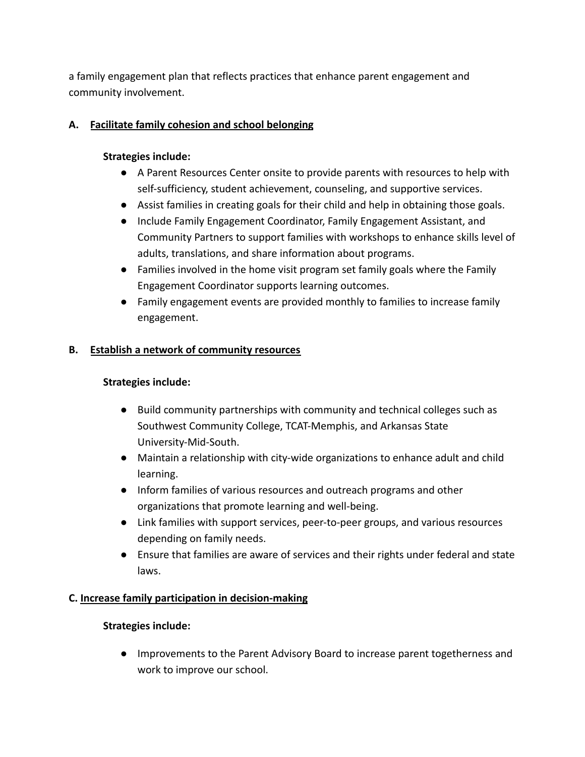a family engagement plan that reflects practices that enhance parent engagement and community involvement.

**A. <u>Facilitate family cohesion and school belonging</u>**

**Strategies include:**

- A Parent Resources Center onsite to provide parents with resources to help with self-sufficiency, student achievement, counseling, and supportive services.
- Assist families in creating goals for their child and help in obtaining those goals.
- Include Family Engagement Coordinator, Family Engagement Assistant, and Community Partners to support families with workshops to enhance skills level of adults, translations, and share information about programs.
- Families involved in the home visit program set family goals where the Family Engagement Coordinator supports learning outcomes.
- Family engagement events are provided monthly to families to increase family engagement.

**B. <u>Establish a network of community resources</u>**

**Strategies include:**

- Build community partnerships with community and technical colleges such as Southwest Community College, TCAT-Memphis, and Arkansas State University-Mid-South.
- Maintain a relationship with city-wide organizations to enhance adult and child learning.
- Inform families of various resources and outreach programs and other organizations that promote learning and well-being.
- Link families with support services, peer-to-peer groups, and various resources depending on family needs.
- Ensure that families are aware of services and their rights under federal and state laws.

**C. <u>Increase family participation in decision-making</u>**

**Strategies include:**

- Improvements to the Parent Advisory Board to increase parent togetherness and work to improve our school.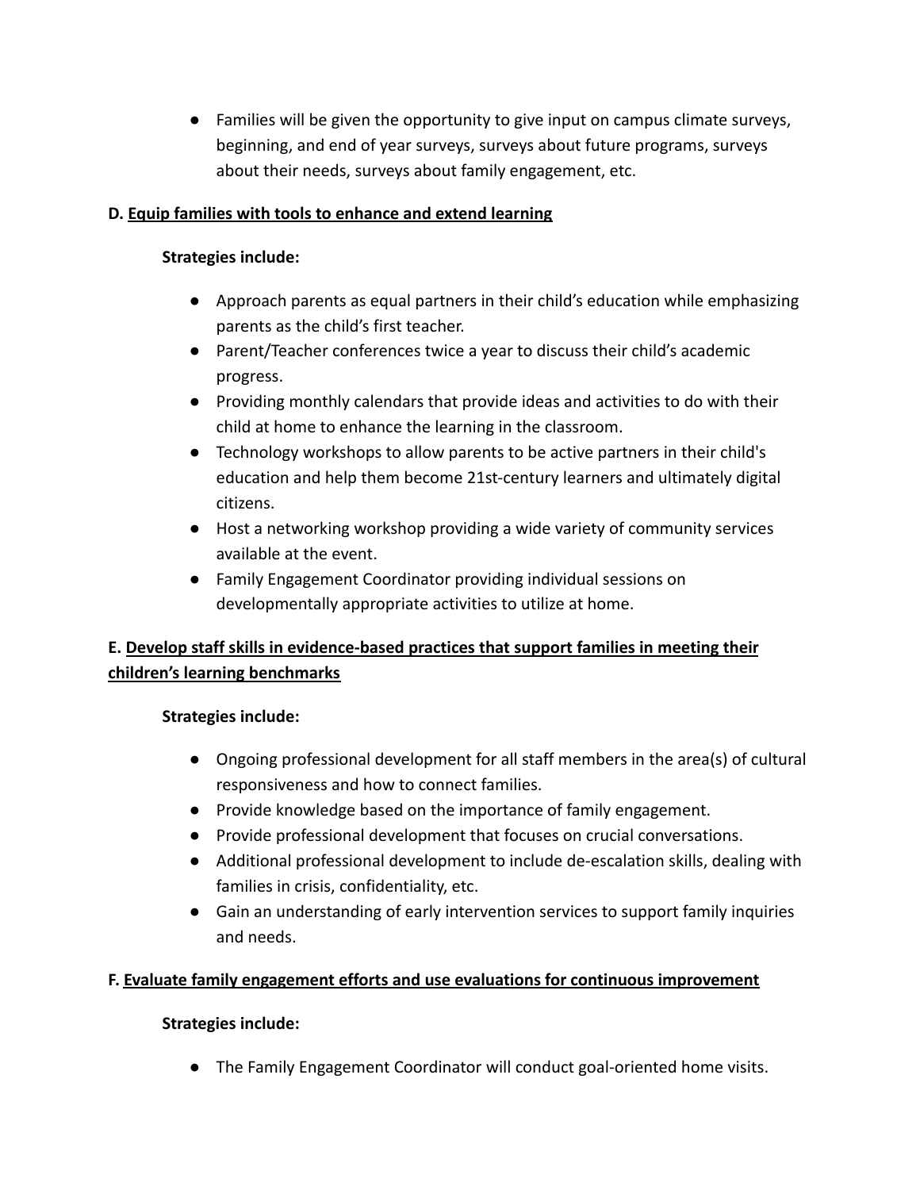- Families will be given the opportunity to give input on campus climate surveys, beginning, and end of year surveys, surveys about future programs, surveys about their needs, surveys about family engagement, etc.

**D. <u>Equip families with tools to enhance and extend learning</u>**

**Strategies include:**

- Approach parents as equal partners in their child's education while emphasizing parents as the child's first teacher.
- Parent/Teacher conferences twice a year to discuss their child's academic progress.
- Providing monthly calendars that provide ideas and activities to do with their child at home to enhance the learning in the classroom.
- Technology workshops to allow parents to be active partners in their child's education and help them become 21st-century learners and ultimately digital citizens.
- Host a networking workshop providing a wide variety of community services available at the event.
- Family Engagement Coordinator providing individual sessions on developmentally appropriate activities to utilize at home.

**E. <u>Develop staff skills in evidence-based practices that support families in meeting their children's learning benchmarks</u>**

**Strategies include:**

- Ongoing professional development for all staff members in the area(s) of cultural responsiveness and how to connect families.
- Provide knowledge based on the importance of family engagement.
- Provide professional development that focuses on crucial conversations.
- Additional professional development to include de-escalation skills, dealing with families in crisis, confidentiality, etc.
- Gain an understanding of early intervention services to support family inquiries and needs.

**F. <u>Evaluate family engagement efforts and use evaluations for continuous improvement</u>**

**Strategies include:**

- The Family Engagement Coordinator will conduct goal-oriented home visits.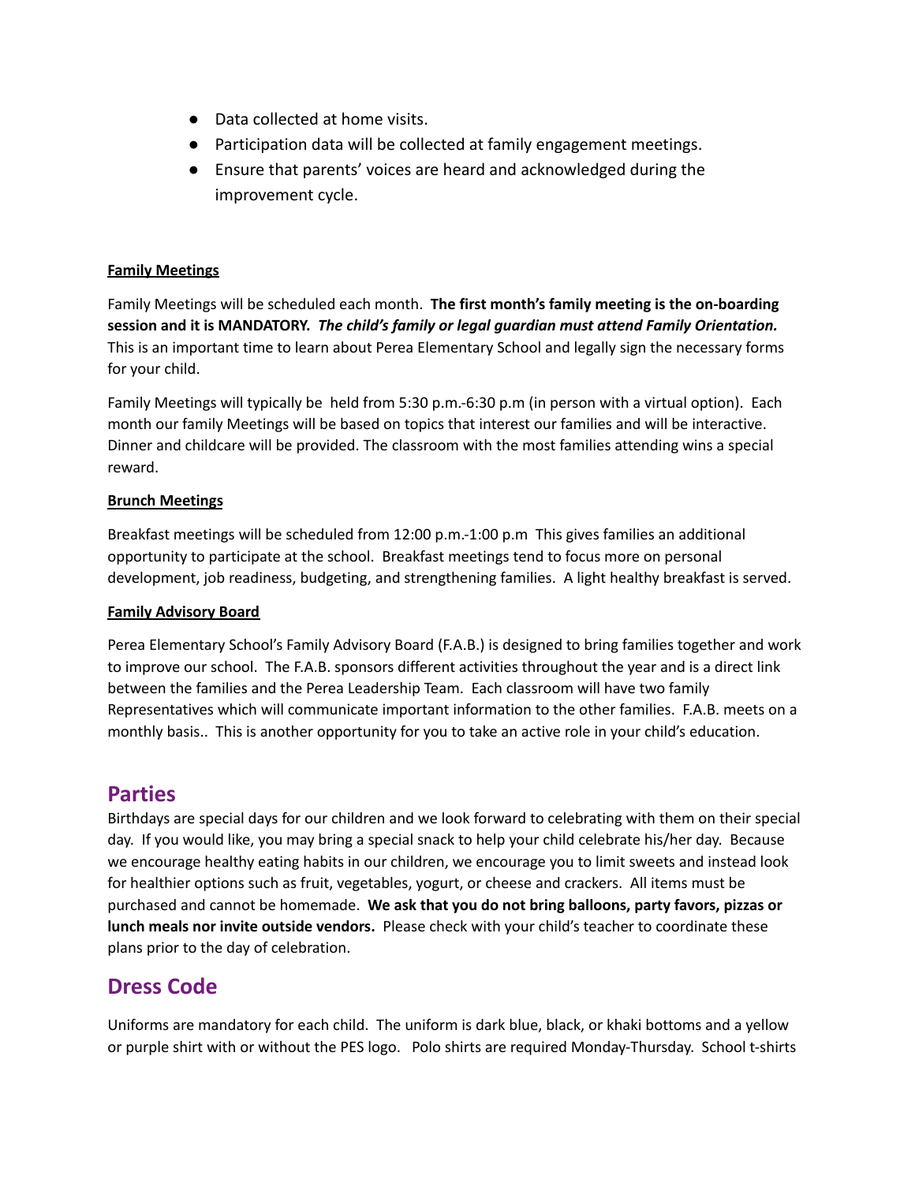- Data collected at home visits.
- Participation data will be collected at family engagement meetings.
- Ensure that parents' voices are heard and acknowledged during the improvement cycle.

**Family Meetings**

Family Meetings will be scheduled each month. **The first month's family meeting is the on-boarding session and it is MANDATORY.** ***The child's family or legal guardian must attend Family Orientation.*** This is an important time to learn about Perea Elementary School and legally sign the necessary forms for your child.

Family Meetings will typically be held from 5:30 p.m.-6:30 p.m (in person with a virtual option). Each month our family Meetings will be based on topics that interest our families and will be interactive. Dinner and childcare will be provided. The classroom with the most families attending wins a special reward.

**Brunch Meetings**

Breakfast meetings will be scheduled from 12:00 p.m.-1:00 p.m This gives families an additional opportunity to participate at the school. Breakfast meetings tend to focus more on personal development, job readiness, budgeting, and strengthening families. A light healthy breakfast is served.

**Family Advisory Board**

Perea Elementary School's Family Advisory Board (F.A.B.) is designed to bring families together and work to improve our school. The F.A.B. sponsors different activities throughout the year and is a direct link between the families and the Perea Leadership Team. Each classroom will have two family Representatives which will communicate important information to the other families. F.A.B. meets on a monthly basis.. This is another opportunity for you to take an active role in your child's education.

## Parties

Birthdays are special days for our children and we look forward to celebrating with them on their special day. If you would like, you may bring a special snack to help your child celebrate his/her day. Because we encourage healthy eating habits in our children, we encourage you to limit sweets and instead look for healthier options such as fruit, vegetables, yogurt, or cheese and crackers. All items must be purchased and cannot be homemade. **We ask that you do not bring balloons, party favors, pizzas or lunch meals nor invite outside vendors.** Please check with your child's teacher to coordinate these plans prior to the day of celebration.

## Dress Code

Uniforms are mandatory for each child. The uniform is dark blue, black, or khaki bottoms and a yellow or purple shirt with or without the PES logo. Polo shirts are required Monday-Thursday. School t-shirts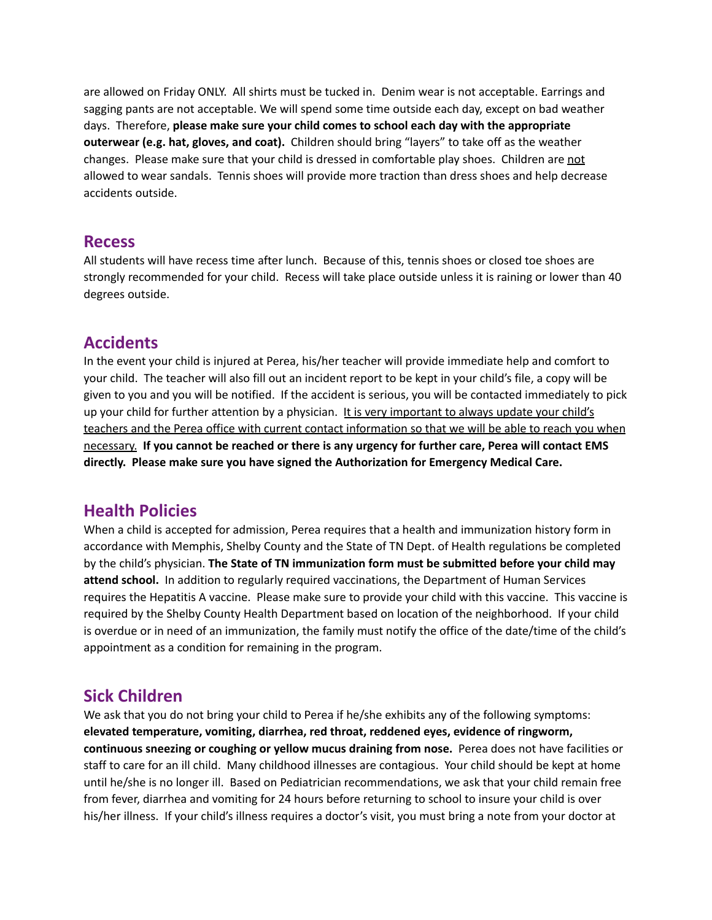are allowed on Friday ONLY. All shirts must be tucked in. Denim wear is not acceptable. Earrings and sagging pants are not acceptable. We will spend some time outside each day, except on bad weather days. Therefore, **please make sure your child comes to school each day with the appropriate outerwear (e.g. hat, gloves, and coat).** Children should bring "layers" to take off as the weather changes. Please make sure that your child is dressed in comfortable play shoes. Children are <u>not</u> allowed to wear sandals. Tennis shoes will provide more traction than dress shoes and help decrease accidents outside.

## Recess

All students will have recess time after lunch. Because of this, tennis shoes or closed toe shoes are strongly recommended for your child. Recess will take place outside unless it is raining or lower than 40 degrees outside.

## Accidents

In the event your child is injured at Perea, his/her teacher will provide immediate help and comfort to your child. The teacher will also fill out an incident report to be kept in your child's file, a copy will be given to you and you will be notified. If the accident is serious, you will be contacted immediately to pick up your child for further attention by a physician. <u>It is very important to always update your child's teachers and the Perea office with current contact information so that we will be able to reach you when necessary.</u> **If you cannot be reached or there is any urgency for further care, Perea will contact EMS directly. Please make sure you have signed the Authorization for Emergency Medical Care.**

## Health Policies

When a child is accepted for admission, Perea requires that a health and immunization history form in accordance with Memphis, Shelby County and the State of TN Dept. of Health regulations be completed by the child's physician. **The State of TN immunization form must be submitted before your child may attend school.** In addition to regularly required vaccinations, the Department of Human Services requires the Hepatitis A vaccine. Please make sure to provide your child with this vaccine. This vaccine is required by the Shelby County Health Department based on location of the neighborhood. If your child is overdue or in need of an immunization, the family must notify the office of the date/time of the child's appointment as a condition for remaining in the program.

## Sick Children

We ask that you do not bring your child to Perea if he/she exhibits any of the following symptoms: **elevated temperature, vomiting, diarrhea, red throat, reddened eyes, evidence of ringworm, continuous sneezing or coughing or yellow mucus draining from nose.** Perea does not have facilities or staff to care for an ill child. Many childhood illnesses are contagious. Your child should be kept at home until he/she is no longer ill. Based on Pediatrician recommendations, we ask that your child remain free from fever, diarrhea and vomiting for 24 hours before returning to school to insure your child is over his/her illness. If your child's illness requires a doctor's visit, you must bring a note from your doctor at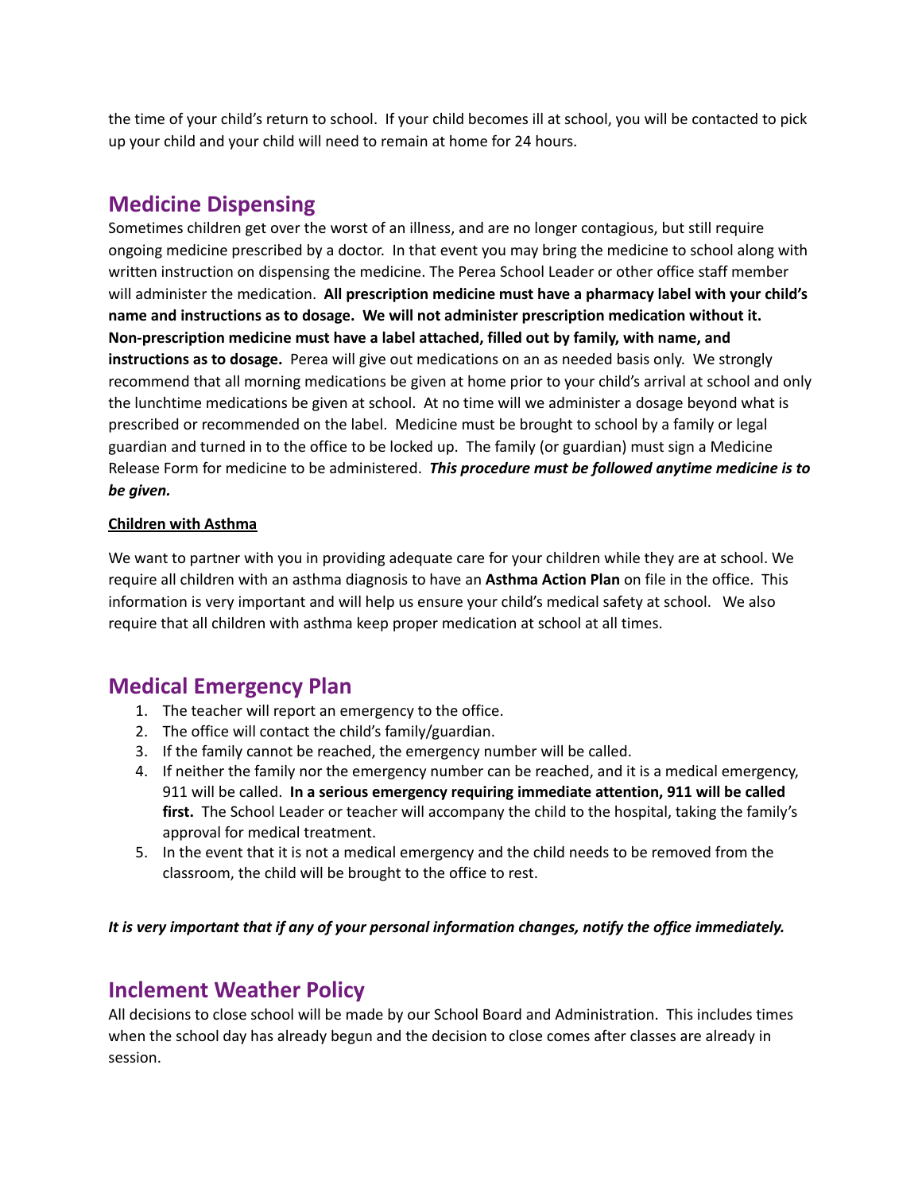the time of your child's return to school. If your child becomes ill at school, you will be contacted to pick up your child and your child will need to remain at home for 24 hours.

## Medicine Dispensing

Sometimes children get over the worst of an illness, and are no longer contagious, but still require ongoing medicine prescribed by a doctor. In that event you may bring the medicine to school along with written instruction on dispensing the medicine. The Perea School Leader or other office staff member will administer the medication. **All prescription medicine must have a pharmacy label with your child's name and instructions as to dosage. We will not administer prescription medication without it. Non-prescription medicine must have a label attached, filled out by family, with name, and instructions as to dosage.** Perea will give out medications on an as needed basis only. We strongly recommend that all morning medications be given at home prior to your child's arrival at school and only the lunchtime medications be given at school. At no time will we administer a dosage beyond what is prescribed or recommended on the label. Medicine must be brought to school by a family or legal guardian and turned in to the office to be locked up. The family (or guardian) must sign a Medicine Release Form for medicine to be administered. ***This procedure must be followed anytime medicine is to be given.***

**Children with Asthma**

We want to partner with you in providing adequate care for your children while they are at school. We require all children with an asthma diagnosis to have an **Asthma Action Plan** on file in the office. This information is very important and will help us ensure your child's medical safety at school. We also require that all children with asthma keep proper medication at school at all times.

## Medical Emergency Plan

1. The teacher will report an emergency to the office.
2. The office will contact the child's family/guardian.
3. If the family cannot be reached, the emergency number will be called.
4. If neither the family nor the emergency number can be reached, and it is a medical emergency, 911 will be called. **In a serious emergency requiring immediate attention, 911 will be called first.** The School Leader or teacher will accompany the child to the hospital, taking the family's approval for medical treatment.
5. In the event that it is not a medical emergency and the child needs to be removed from the classroom, the child will be brought to the office to rest.

***It is very important that if any of your personal information changes, notify the office immediately.***

## Inclement Weather Policy

All decisions to close school will be made by our School Board and Administration. This includes times when the school day has already begun and the decision to close comes after classes are already in session.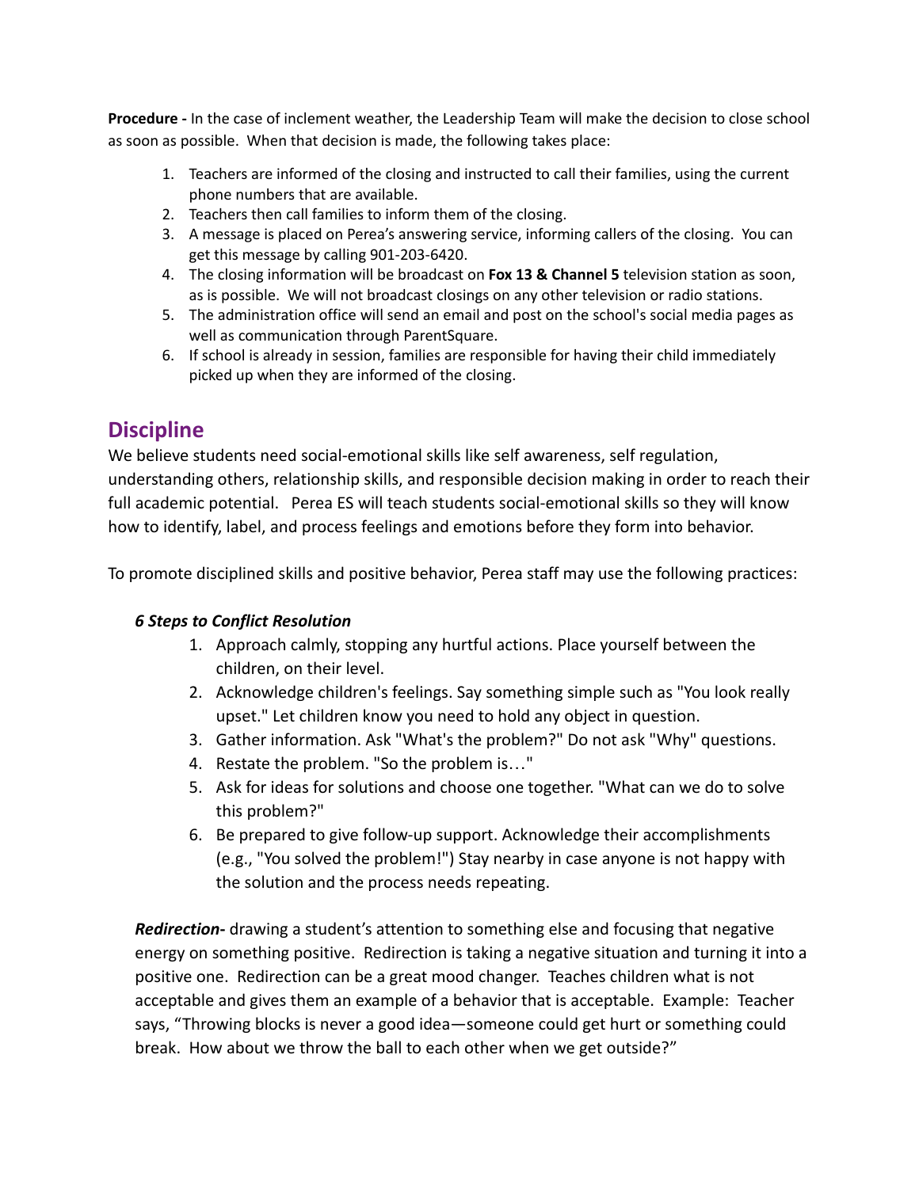**Procedure -** In the case of inclement weather, the Leadership Team will make the decision to close school as soon as possible. When that decision is made, the following takes place:

1. Teachers are informed of the closing and instructed to call their families, using the current phone numbers that are available.
2. Teachers then call families to inform them of the closing.
3. A message is placed on Perea's answering service, informing callers of the closing. You can get this message by calling 901-203-6420.
4. The closing information will be broadcast on **Fox 13 & Channel 5** television station as soon, as is possible. We will not broadcast closings on any other television or radio stations.
5. The administration office will send an email and post on the school's social media pages as well as communication through ParentSquare.
6. If school is already in session, families are responsible for having their child immediately picked up when they are informed of the closing.

## Discipline

We believe students need social-emotional skills like self awareness, self regulation, understanding others, relationship skills, and responsible decision making in order to reach their full academic potential. Perea ES will teach students social-emotional skills so they will know how to identify, label, and process feelings and emotions before they form into behavior.

To promote disciplined skills and positive behavior, Perea staff may use the following practices:

***6 Steps to Conflict Resolution***

1. Approach calmly, stopping any hurtful actions. Place yourself between the children, on their level.
2. Acknowledge children's feelings. Say something simple such as "You look really upset." Let children know you need to hold any object in question.
3. Gather information. Ask "What's the problem?" Do not ask "Why" questions.
4. Restate the problem. "So the problem is…"
5. Ask for ideas for solutions and choose one together. "What can we do to solve this problem?"
6. Be prepared to give follow-up support. Acknowledge their accomplishments (e.g., "You solved the problem!") Stay nearby in case anyone is not happy with the solution and the process needs repeating.

***Redirection-*** drawing a student's attention to something else and focusing that negative energy on something positive. Redirection is taking a negative situation and turning it into a positive one. Redirection can be a great mood changer. Teaches children what is not acceptable and gives them an example of a behavior that is acceptable. Example: Teacher says, "Throwing blocks is never a good idea—someone could get hurt or something could break. How about we throw the ball to each other when we get outside?"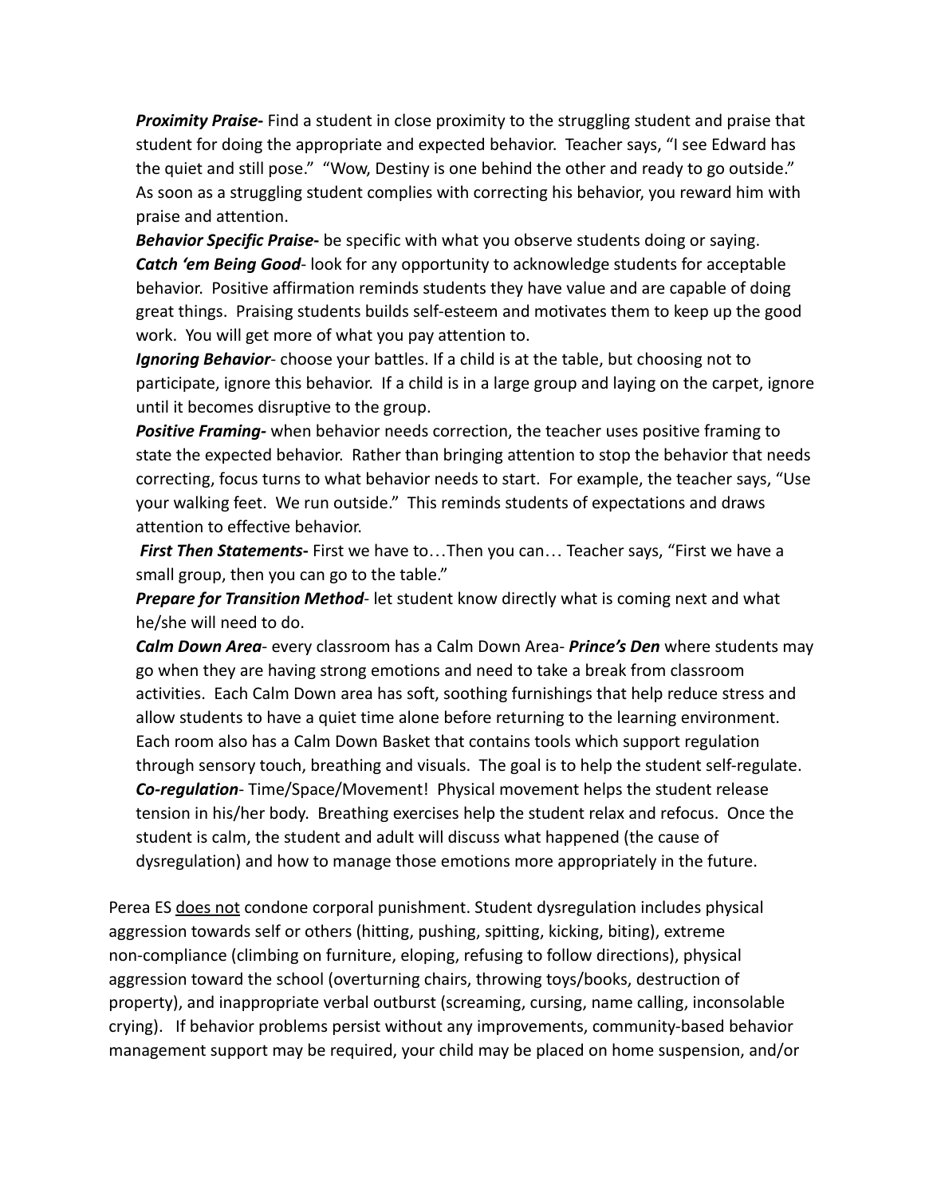***Proximity Praise-*** Find a student in close proximity to the struggling student and praise that student for doing the appropriate and expected behavior. Teacher says, "I see Edward has the quiet and still pose." "Wow, Destiny is one behind the other and ready to go outside." As soon as a struggling student complies with correcting his behavior, you reward him with praise and attention.

***Behavior Specific Praise-*** be specific with what you observe students doing or saying.

***Catch 'em Being Good***- look for any opportunity to acknowledge students for acceptable behavior. Positive affirmation reminds students they have value and are capable of doing great things. Praising students builds self-esteem and motivates them to keep up the good work. You will get more of what you pay attention to.

***Ignoring Behavior***- choose your battles. If a child is at the table, but choosing not to participate, ignore this behavior. If a child is in a large group and laying on the carpet, ignore until it becomes disruptive to the group.

***Positive Framing-*** when behavior needs correction, the teacher uses positive framing to state the expected behavior. Rather than bringing attention to stop the behavior that needs correcting, focus turns to what behavior needs to start. For example, the teacher says, "Use your walking feet. We run outside." This reminds students of expectations and draws attention to effective behavior.

***First Then Statements-*** First we have to…Then you can… Teacher says, "First we have a small group, then you can go to the table."

***Prepare for Transition Method***- let student know directly what is coming next and what he/she will need to do.

***Calm Down Area***- every classroom has a Calm Down Area- ***Prince's Den*** where students may go when they are having strong emotions and need to take a break from classroom activities. Each Calm Down area has soft, soothing furnishings that help reduce stress and allow students to have a quiet time alone before returning to the learning environment. Each room also has a Calm Down Basket that contains tools which support regulation through sensory touch, breathing and visuals. The goal is to help the student self-regulate.

***Co-regulation***- Time/Space/Movement! Physical movement helps the student release tension in his/her body. Breathing exercises help the student relax and refocus. Once the student is calm, the student and adult will discuss what happened (the cause of dysregulation) and how to manage those emotions more appropriately in the future.

Perea ES <u>does not</u> condone corporal punishment. Student dysregulation includes physical aggression towards self or others (hitting, pushing, spitting, kicking, biting), extreme non-compliance (climbing on furniture, eloping, refusing to follow directions), physical aggression toward the school (overturning chairs, throwing toys/books, destruction of property), and inappropriate verbal outburst (screaming, cursing, name calling, inconsolable crying). If behavior problems persist without any improvements, community-based behavior management support may be required, your child may be placed on home suspension, and/or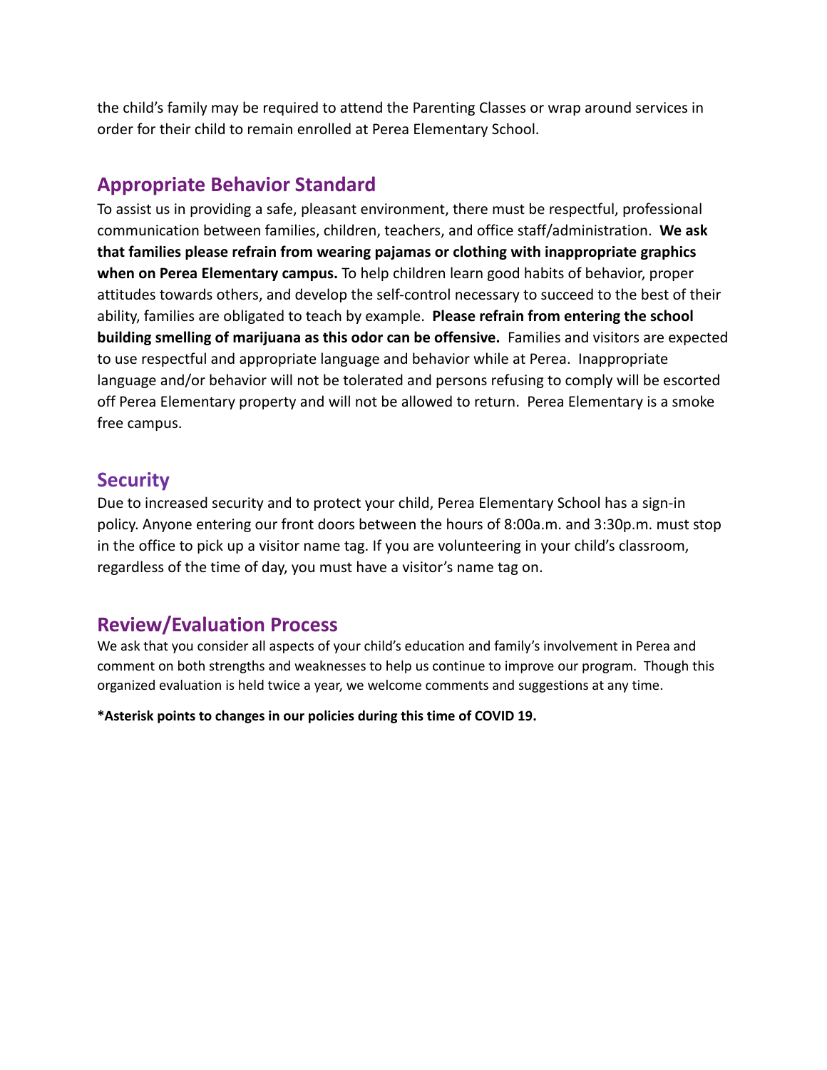the child's family may be required to attend the Parenting Classes or wrap around services in order for their child to remain enrolled at Perea Elementary School.

## Appropriate Behavior Standard

To assist us in providing a safe, pleasant environment, there must be respectful, professional communication between families, children, teachers, and office staff/administration. **We ask that families please refrain from wearing pajamas or clothing with inappropriate graphics when on Perea Elementary campus.** To help children learn good habits of behavior, proper attitudes towards others, and develop the self-control necessary to succeed to the best of their ability, families are obligated to teach by example. **Please refrain from entering the school building smelling of marijuana as this odor can be offensive.** Families and visitors are expected to use respectful and appropriate language and behavior while at Perea. Inappropriate language and/or behavior will not be tolerated and persons refusing to comply will be escorted off Perea Elementary property and will not be allowed to return. Perea Elementary is a smoke free campus.

## Security

Due to increased security and to protect your child, Perea Elementary School has a sign-in policy. Anyone entering our front doors between the hours of 8:00a.m. and 3:30p.m. must stop in the office to pick up a visitor name tag. If you are volunteering in your child's classroom, regardless of the time of day, you must have a visitor's name tag on.

## Review/Evaluation Process

We ask that you consider all aspects of your child's education and family's involvement in Perea and comment on both strengths and weaknesses to help us continue to improve our program. Though this organized evaluation is held twice a year, we welcome comments and suggestions at any time.

**\*Asterisk points to changes in our policies during this time of COVID 19.**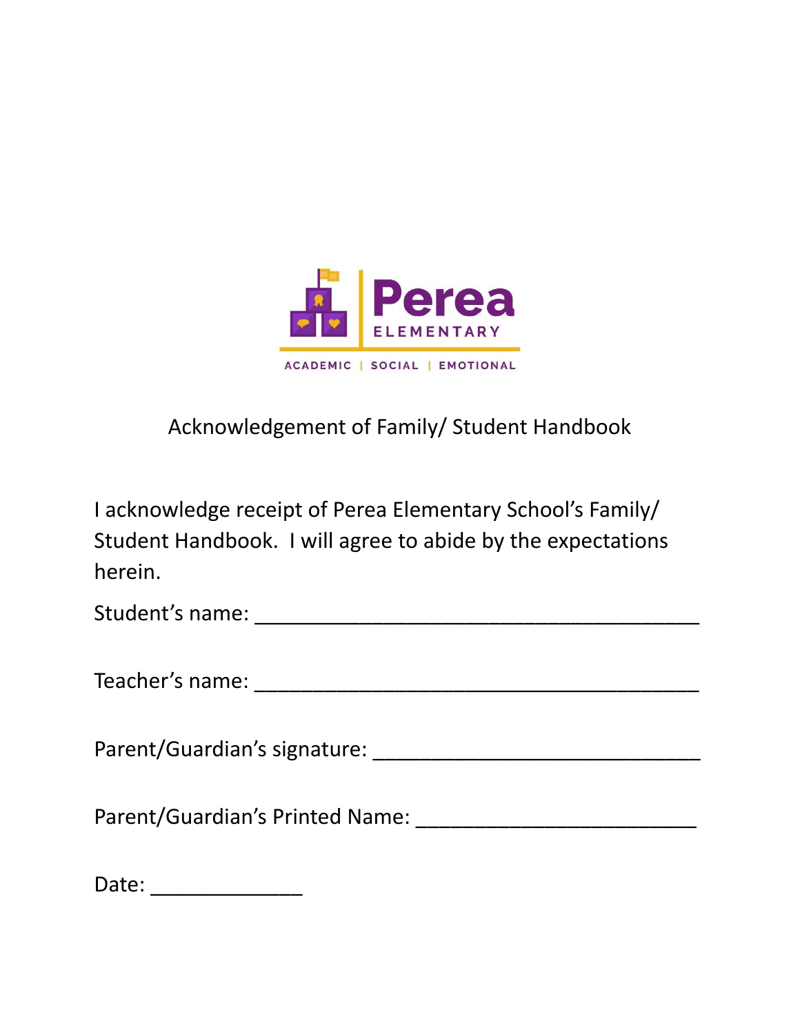Perea
ELEMENTARY

ACADEMIC | SOCIAL | EMOTIONAL

# Acknowledgement of Family/ Student Handbook

I acknowledge receipt of Perea Elementary School's Family/ Student Handbook. I will agree to abide by the expectations herein.

Student's name: ________________________________________

Teacher's name: ________________________________________

Parent/Guardian's signature: ______________________________

Parent/Guardian's Printed Name: __________________________

Date: ______________